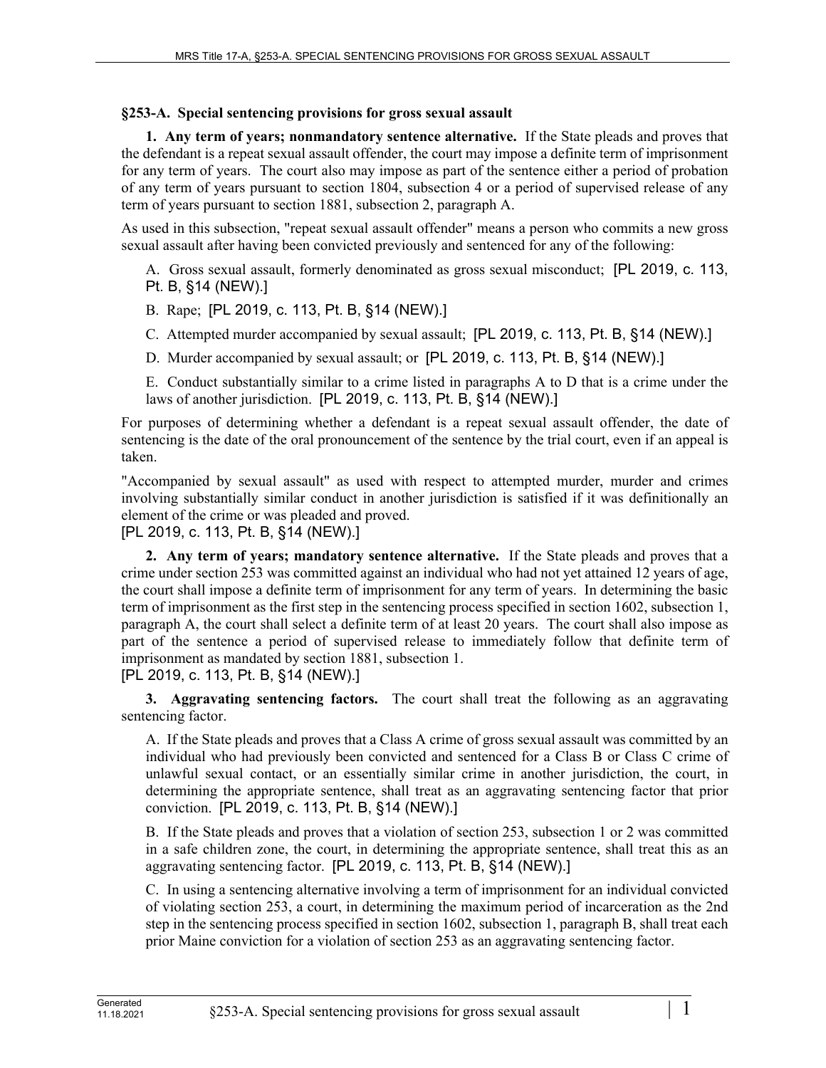**§253-A. Special sentencing provisions for gross sexual assault**

**1. Any term of years; nonmandatory sentence alternative.** If the State pleads and proves that the defendant is a repeat sexual assault offender, the court may impose a definite term of imprisonment for any term of years. The court also may impose as part of the sentence either a period of probation of any term of years pursuant to section 1804, subsection 4 or a period of supervised release of any term of years pursuant to section 1881, subsection 2, paragraph A.

As used in this subsection, "repeat sexual assault offender" means a person who commits a new gross sexual assault after having been convicted previously and sentenced for any of the following:

A. Gross sexual assault, formerly denominated as gross sexual misconduct; [PL 2019, c. 113, Pt. B, §14 (NEW).]

B. Rape; [PL 2019, c. 113, Pt. B, §14 (NEW).]

C. Attempted murder accompanied by sexual assault; [PL 2019, c. 113, Pt. B, §14 (NEW).]

D. Murder accompanied by sexual assault; or [PL 2019, c. 113, Pt. B, §14 (NEW).]

E. Conduct substantially similar to a crime listed in paragraphs A to D that is a crime under the laws of another jurisdiction. [PL 2019, c. 113, Pt. B, §14 (NEW).]

For purposes of determining whether a defendant is a repeat sexual assault offender, the date of sentencing is the date of the oral pronouncement of the sentence by the trial court, even if an appeal is taken.

"Accompanied by sexual assault" as used with respect to attempted murder, murder and crimes involving substantially similar conduct in another jurisdiction is satisfied if it was definitionally an element of the crime or was pleaded and proved.

[PL 2019, c. 113, Pt. B, §14 (NEW).]

**2. Any term of years; mandatory sentence alternative.** If the State pleads and proves that a crime under section 253 was committed against an individual who had not yet attained 12 years of age, the court shall impose a definite term of imprisonment for any term of years. In determining the basic term of imprisonment as the first step in the sentencing process specified in section 1602, subsection 1, paragraph A, the court shall select a definite term of at least 20 years. The court shall also impose as part of the sentence a period of supervised release to immediately follow that definite term of imprisonment as mandated by section 1881, subsection 1.

[PL 2019, c. 113, Pt. B, §14 (NEW).]

**3. Aggravating sentencing factors.** The court shall treat the following as an aggravating sentencing factor.

A. If the State pleads and proves that a Class A crime of gross sexual assault was committed by an individual who had previously been convicted and sentenced for a Class B or Class C crime of unlawful sexual contact, or an essentially similar crime in another jurisdiction, the court, in determining the appropriate sentence, shall treat as an aggravating sentencing factor that prior conviction. [PL 2019, c. 113, Pt. B, §14 (NEW).]

B. If the State pleads and proves that a violation of section 253, subsection 1 or 2 was committed in a safe children zone, the court, in determining the appropriate sentence, shall treat this as an aggravating sentencing factor. [PL 2019, c. 113, Pt. B, §14 (NEW).]

C. In using a sentencing alternative involving a term of imprisonment for an individual convicted of violating section 253, a court, in determining the maximum period of incarceration as the 2nd step in the sentencing process specified in section 1602, subsection 1, paragraph B, shall treat each prior Maine conviction for a violation of section 253 as an aggravating sentencing factor.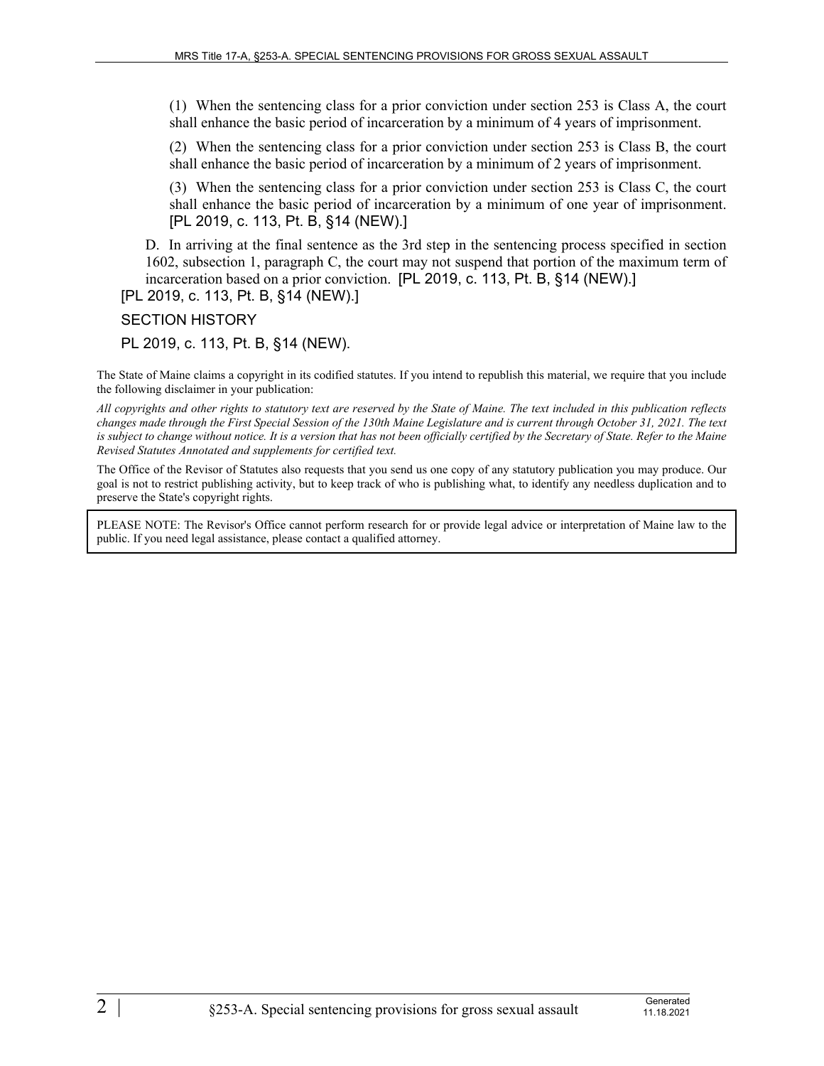(1) When the sentencing class for a prior conviction under section 253 is Class A, the court shall enhance the basic period of incarceration by a minimum of 4 years of imprisonment.

(2) When the sentencing class for a prior conviction under section 253 is Class B, the court shall enhance the basic period of incarceration by a minimum of 2 years of imprisonment.

(3) When the sentencing class for a prior conviction under section 253 is Class C, the court shall enhance the basic period of incarceration by a minimum of one year of imprisonment. [PL 2019, c. 113, Pt. B, §14 (NEW).]

D. In arriving at the final sentence as the 3rd step in the sentencing process specified in section 1602, subsection 1, paragraph C, the court may not suspend that portion of the maximum term of incarceration based on a prior conviction. [PL 2019, c. 113, Pt. B, §14 (NEW).]

[PL 2019, c. 113, Pt. B, §14 (NEW).]

SECTION HISTORY

PL 2019, c. 113, Pt. B, §14 (NEW).

The State of Maine claims a copyright in its codified statutes. If you intend to republish this material, we require that you include the following disclaimer in your publication:

*All copyrights and other rights to statutory text are reserved by the State of Maine. The text included in this publication reflects changes made through the First Special Session of the 130th Maine Legislature and is current through October 31, 2021. The text is subject to change without notice. It is a version that has not been officially certified by the Secretary of State. Refer to the Maine Revised Statutes Annotated and supplements for certified text.*

The Office of the Revisor of Statutes also requests that you send us one copy of any statutory publication you may produce. Our goal is not to restrict publishing activity, but to keep track of who is publishing what, to identify any needless duplication and to preserve the State's copyright rights.

PLEASE NOTE: The Revisor's Office cannot perform research for or provide legal advice or interpretation of Maine law to the public. If you need legal assistance, please contact a qualified attorney.